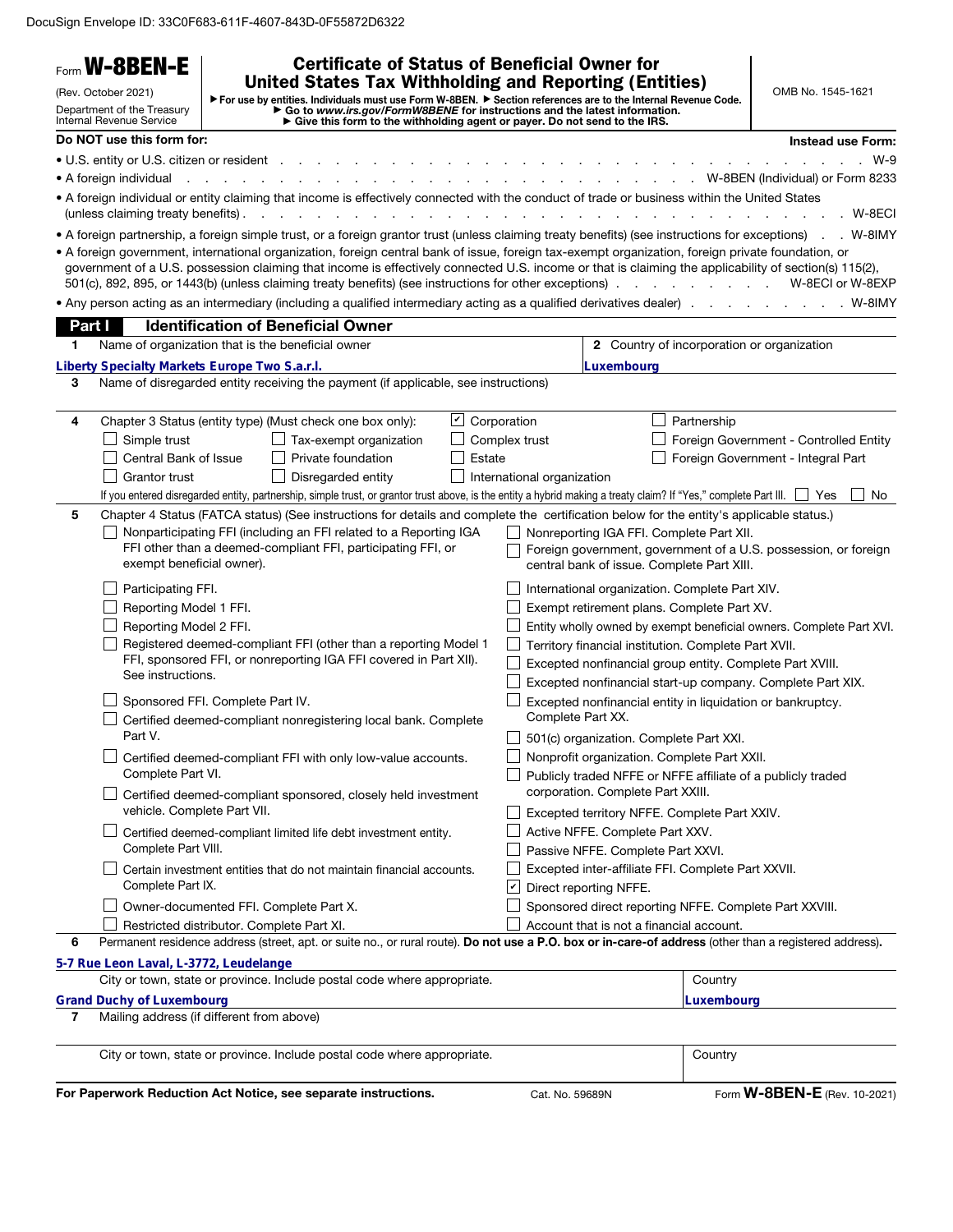DocuSign Envelope ID: 33C0F683-611F-4607-843D-0F55872D6322

Form **W-8BEN-E**

(Rev. October 2021)

Department of the Treasury
Internal Revenue Service

# Certificate of Status of Beneficial Owner for United States Tax Withholding and Reporting (Entities)

▶ For use by entities. Individuals must use Form W-8BEN. ▶ Section references are to the Internal Revenue Code.
▶ Go to *www.irs.gov/FormW8BENE* for instructions and the latest information.
▶ Give this form to the withholding agent or payer. Do not send to the IRS.

OMB No. 1545-1621

| **Do NOT use this form for:** | **Instead use Form:** |
|---|---|
| • U.S. entity or U.S. citizen or resident | W-9 |
| • A foreign individual | W-8BEN (Individual) or Form 8233 |
| • A foreign individual or entity claiming that income is effectively connected with the conduct of trade or business within the United States (unless claiming treaty benefits) | W-8ECI |
| • A foreign partnership, a foreign simple trust, or a foreign grantor trust (unless claiming treaty benefits) (see instructions for exceptions) | W-8IMY |
| • A foreign government, international organization, foreign central bank of issue, foreign tax-exempt organization, foreign private foundation, or government of a U.S. possession claiming that income is effectively connected U.S. income or that is claiming the applicability of section(s) 115(2), 501(c), 892, 895, or 1443(b) (unless claiming treaty benefits) (see instructions for other exceptions) | W-8ECI or W-8EXP |
| • Any person acting as an intermediary (including a qualified intermediary acting as a qualified derivatives dealer) | W-8IMY |

## Part I — Identification of Beneficial Owner

**1** Name of organization that is the beneficial owner: Liberty Specialty Markets Europe Two S.a.r.l.

**2** Country of incorporation or organization: Luxembourg

**3** Name of disregarded entity receiving the payment (if applicable, see instructions)

**4** Chapter 3 Status (entity type) (Must check one box only):

- ☑ Corporation
- ☐ Partnership
- ☐ Simple trust
- ☐ Tax-exempt organization
- ☐ Complex trust
- ☐ Foreign Government - Controlled Entity
- ☐ Central Bank of Issue
- ☐ Private foundation
- ☐ Estate
- ☐ Foreign Government - Integral Part
- ☐ Grantor trust
- ☐ Disregarded entity
- ☐ International organization

If you entered disregarded entity, partnership, simple trust, or grantor trust above, is the entity a hybrid making a treaty claim? If "Yes," complete Part III. ☐ Yes ☐ No

**5** Chapter 4 Status (FATCA status) (See instructions for details and complete the certification below for the entity's applicable status.)

- ☐ Nonparticipating FFI (including an FFI related to a Reporting IGA FFI other than a deemed-compliant FFI, participating FFI, or exempt beneficial owner).
- ☐ Participating FFI.
- ☐ Reporting Model 1 FFI.
- ☐ Reporting Model 2 FFI.
- ☐ Registered deemed-compliant FFI (other than a reporting Model 1 FFI, sponsored FFI, or nonreporting IGA FFI covered in Part XII). See instructions.
- ☐ Sponsored FFI. Complete Part IV.
- ☐ Certified deemed-compliant nonregistering local bank. Complete Part V.
- ☐ Certified deemed-compliant FFI with only low-value accounts. Complete Part VI.
- ☐ Certified deemed-compliant sponsored, closely held investment vehicle. Complete Part VII.
- ☐ Certified deemed-compliant limited life debt investment entity. Complete Part VIII.
- ☐ Certain investment entities that do not maintain financial accounts. Complete Part IX.
- ☐ Owner-documented FFI. Complete Part X.
- ☐ Restricted distributor. Complete Part XI.
- ☐ Nonreporting IGA FFI. Complete Part XII.
- ☐ Foreign government, government of a U.S. possession, or foreign central bank of issue. Complete Part XIII.
- ☐ International organization. Complete Part XIV.
- ☐ Exempt retirement plans. Complete Part XV.
- ☐ Entity wholly owned by exempt beneficial owners. Complete Part XVI.
- ☐ Territory financial institution. Complete Part XVII.
- ☐ Excepted nonfinancial group entity. Complete Part XVIII.
- ☐ Excepted nonfinancial start-up company. Complete Part XIX.
- ☐ Excepted nonfinancial entity in liquidation or bankruptcy. Complete Part XX.
- ☐ 501(c) organization. Complete Part XXI.
- ☐ Nonprofit organization. Complete Part XXII.
- ☐ Publicly traded NFFE or NFFE affiliate of a publicly traded corporation. Complete Part XXIII.
- ☐ Excepted territory NFFE. Complete Part XXIV.
- ☐ Active NFFE. Complete Part XXV.
- ☐ Passive NFFE. Complete Part XXVI.
- ☐ Excepted inter-affiliate FFI. Complete Part XXVII.
- ☑ Direct reporting NFFE.
- ☐ Sponsored direct reporting NFFE. Complete Part XXVIII.
- ☐ Account that is not a financial account.

**6** Permanent residence address (street, apt. or suite no., or rural route). **Do not use a P.O. box or in-care-of address** (other than a registered address).

5-7 Rue Leon Laval, L-3772, Leudelange

City or town, state or province. Include postal code where appropriate: Grand Duchy of Luxembourg

Country: Luxembourg

**7** Mailing address (if different from above)

City or town, state or province. Include postal code where appropriate.

Country

**For Paperwork Reduction Act Notice, see separate instructions.** Cat. No. 59689N Form **W-8BEN-E** (Rev. 10-2021)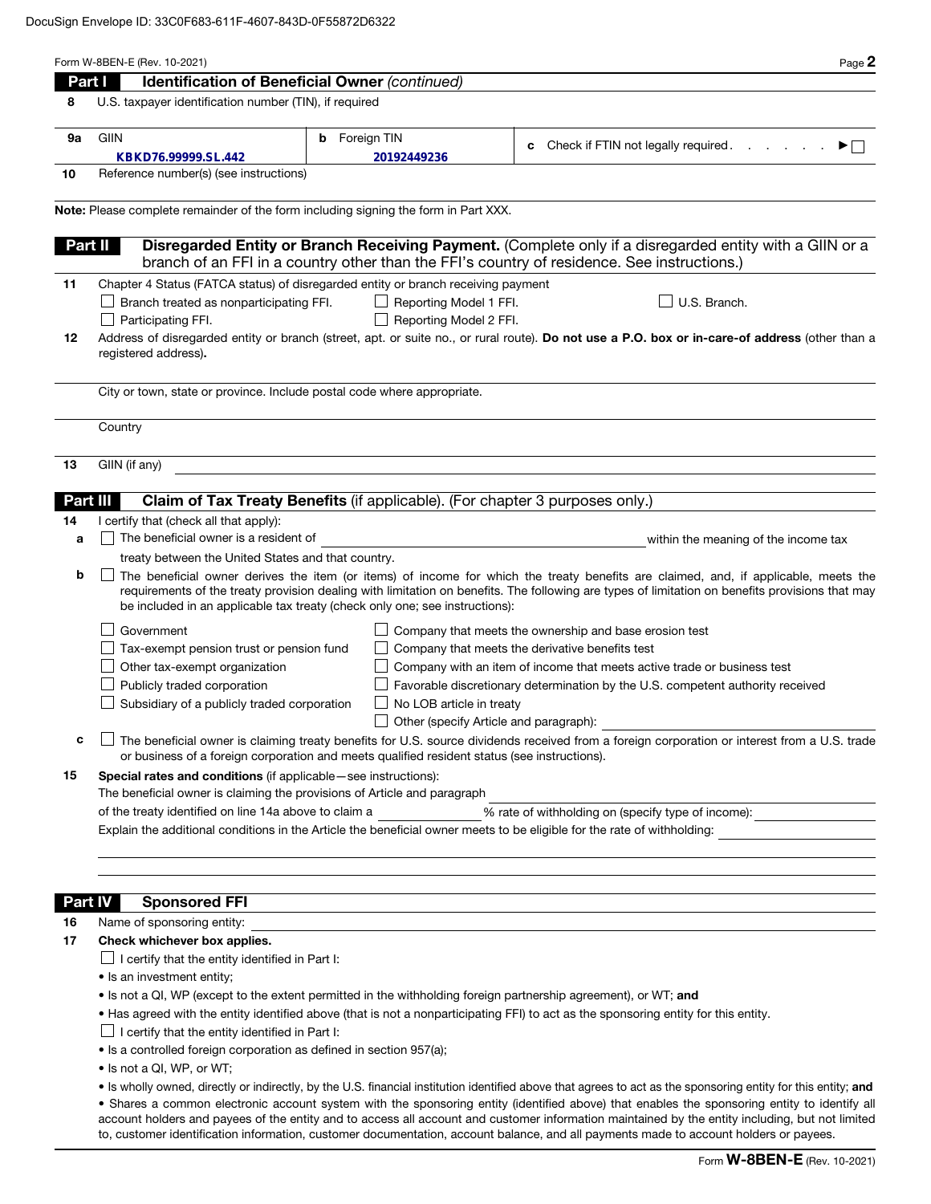Form W-8BEN-E (Rev. 10-2021)

## Part I Identification of Beneficial Owner *(continued)*

**8** U.S. taxpayer identification number (TIN), if required

| **9a** GIIN | **b** Foreign TIN | **c** Check if FTIN not legally required . . . . . . ▶ ☐ |
|---|---|---|
| KBKD76.99999.SL.442 | 20192449236 | |

**10** Reference number(s) (see instructions)

**Note:** Please complete remainder of the form including signing the form in Part XXX.

## Part II Disregarded Entity or Branch Receiving Payment. 

(Complete only if a disregarded entity with a GIIN or a branch of an FFI in a country other than the FFI's country of residence. See instructions.)

**11** Chapter 4 Status (FATCA status) of disregarded entity or branch receiving payment

- ☐ Branch treated as nonparticipating FFI.
- ☐ Reporting Model 1 FFI.
- ☐ U.S. Branch.
- ☐ Participating FFI.
- ☐ Reporting Model 2 FFI.

**12** Address of disregarded entity or branch (street, apt. or suite no., or rural route). **Do not use a P.O. box or in-care-of address** (other than a registered address).

City or town, state or province. Include postal code where appropriate.

Country

**13** GIIN (if any)

## Part III Claim of Tax Treaty Benefits (if applicable). (For chapter 3 purposes only.)

**14** I certify that (check all that apply):

**a** ☐ The beneficial owner is a resident of ______________________ within the meaning of the income tax treaty between the United States and that country.

**b** ☐ The beneficial owner derives the item (or items) of income for which the treaty benefits are claimed, and, if applicable, meets the requirements of the treaty provision dealing with limitation on benefits. The following are types of limitation on benefits provisions that may be included in an applicable tax treaty (check only one; see instructions):

- ☐ Government
- ☐ Tax-exempt pension trust or pension fund
- ☐ Other tax-exempt organization
- ☐ Publicly traded corporation
- ☐ Subsidiary of a publicly traded corporation
- ☐ Company that meets the ownership and base erosion test
- ☐ Company that meets the derivative benefits test
- ☐ Company with an item of income that meets active trade or business test
- ☐ Favorable discretionary determination by the U.S. competent authority received
- ☐ No LOB article in treaty
- ☐ Other (specify Article and paragraph): ______________________

**c** ☐ The beneficial owner is claiming treaty benefits for U.S. source dividends received from a foreign corporation or interest from a U.S. trade or business of a foreign corporation and meets qualified resident status (see instructions).

**15** **Special rates and conditions** (if applicable—see instructions):

The beneficial owner is claiming the provisions of Article and paragraph ______________________ of the treaty identified on line 14a above to claim a __________ % rate of withholding on (specify type of income): ______________

Explain the additional conditions in the Article the beneficial owner meets to be eligible for the rate of withholding: ______________________

## Part IV Sponsored FFI

**16** Name of sponsoring entity: ______________________

**17** **Check whichever box applies.**

☐ I certify that the entity identified in Part I:

- Is an investment entity;
- Is not a QI, WP (except to the extent permitted in the withholding foreign partnership agreement), or WT; **and**
- Has agreed with the entity identified above (that is not a nonparticipating FFI) to act as the sponsoring entity for this entity.

☐ I certify that the entity identified in Part I:

- Is a controlled foreign corporation as defined in section 957(a);
- Is not a QI, WP, or WT;
- Is wholly owned, directly or indirectly, by the U.S. financial institution identified above that agrees to act as the sponsoring entity for this entity; **and**
- Shares a common electronic account system with the sponsoring entity (identified above) that enables the sponsoring entity to identify all account holders and payees of the entity and to access all account and customer information maintained by the entity including, but not limited to, customer identification information, customer documentation, account balance, and all payments made to account holders or payees.

Form **W-8BEN-E** (Rev. 10-2021)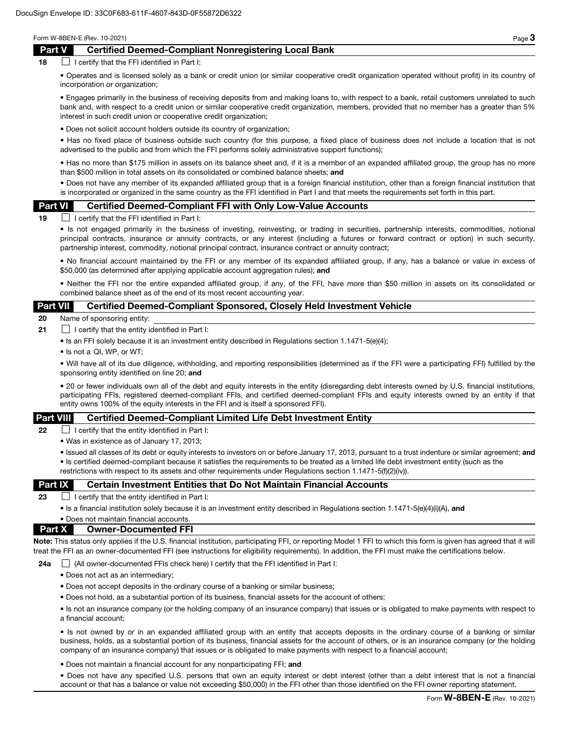## Part V Certified Deemed-Compliant Nonregistering Local Bank

**18** ☐ I certify that the FFI identified in Part I:

- Operates and is licensed solely as a bank or credit union (or similar cooperative credit organization operated without profit) in its country of incorporation or organization;
- Engages primarily in the business of receiving deposits from and making loans to, with respect to a bank, retail customers unrelated to such bank and, with respect to a credit union or similar cooperative credit organization, members, provided that no member has a greater than 5% interest in such credit union or cooperative credit organization;
- Does not solicit account holders outside its country of organization;
- Has no fixed place of business outside such country (for this purpose, a fixed place of business does not include a location that is not advertised to the public and from which the FFI performs solely administrative support functions);
- Has no more than $175 million in assets on its balance sheet and, if it is a member of an expanded affiliated group, the group has no more than $500 million in total assets on its consolidated or combined balance sheets; **and**
- Does not have any member of its expanded affiliated group that is a foreign financial institution, other than a foreign financial institution that is incorporated or organized in the same country as the FFI identified in Part I and that meets the requirements set forth in this part.

## Part VI Certified Deemed-Compliant FFI with Only Low-Value Accounts

**19** ☐ I certify that the FFI identified in Part I:

- Is not engaged primarily in the business of investing, reinvesting, or trading in securities, partnership interests, commodities, notional principal contracts, insurance or annuity contracts, or any interest (including a futures or forward contract or option) in such security, partnership interest, commodity, notional principal contract, insurance contract or annuity contract;
- No financial account maintained by the FFI or any member of its expanded affiliated group, if any, has a balance or value in excess of $50,000 (as determined after applying applicable account aggregation rules); **and**
- Neither the FFI nor the entire expanded affiliated group, if any, of the FFI, have more than $50 million in assets on its consolidated or combined balance sheet as of the end of its most recent accounting year.

## Part VII Certified Deemed-Compliant Sponsored, Closely Held Investment Vehicle

**20** Name of sponsoring entity:

**21** ☐ I certify that the entity identified in Part I:

- Is an FFI solely because it is an investment entity described in Regulations section 1.1471-5(e)(4);
- Is not a QI, WP, or WT;
- Will have all of its due diligence, withholding, and reporting responsibilities (determined as if the FFI were a participating FFI) fulfilled by the sponsoring entity identified on line 20; **and**
- 20 or fewer individuals own all of the debt and equity interests in the entity (disregarding debt interests owned by U.S. financial institutions, participating FFIs, registered deemed-compliant FFIs, and certified deemed-compliant FFIs and equity interests owned by an entity if that entity owns 100% of the equity interests in the FFI and is itself a sponsored FFI).

## Part VIII Certified Deemed-Compliant Limited Life Debt Investment Entity

**22** ☐ I certify that the entity identified in Part I:

- Was in existence as of January 17, 2013;
- Issued all classes of its debt or equity interests to investors on or before January 17, 2013, pursuant to a trust indenture or similar agreement; **and**
- Is certified deemed-compliant because it satisfies the requirements to be treated as a limited life debt investment entity (such as the restrictions with respect to its assets and other requirements under Regulations section 1.1471-5(f)(2)(iv)).

## Part IX Certain Investment Entities that Do Not Maintain Financial Accounts

**23** ☐ I certify that the entity identified in Part I:

- Is a financial institution solely because it is an investment entity described in Regulations section 1.1471-5(e)(4)(i)(A), **and**
- Does not maintain financial accounts.

## Part X Owner-Documented FFI

**Note:** This status only applies if the U.S. financial institution, participating FFI, or reporting Model 1 FFI to which this form is given has agreed that it will treat the FFI as an owner-documented FFI (see instructions for eligibility requirements). In addition, the FFI must make the certifications below.

**24a** ☐ (All owner-documented FFIs check here) I certify that the FFI identified in Part I:

- Does not act as an intermediary;
- Does not accept deposits in the ordinary course of a banking or similar business;
- Does not hold, as a substantial portion of its business, financial assets for the account of others;
- Is not an insurance company (or the holding company of an insurance company) that issues or is obligated to make payments with respect to a financial account;
- Is not owned by or in an expanded affiliated group with an entity that accepts deposits in the ordinary course of a banking or similar business, holds, as a substantial portion of its business, financial assets for the account of others, or is an insurance company (or the holding company of an insurance company) that issues or is obligated to make payments with respect to a financial account;
- Does not maintain a financial account for any nonparticipating FFI; **and**
- Does not have any specified U.S. persons that own an equity interest or debt interest (other than a debt interest that is not a financial account or that has a balance or value not exceeding $50,000) in the FFI other than those identified on the FFI owner reporting statement.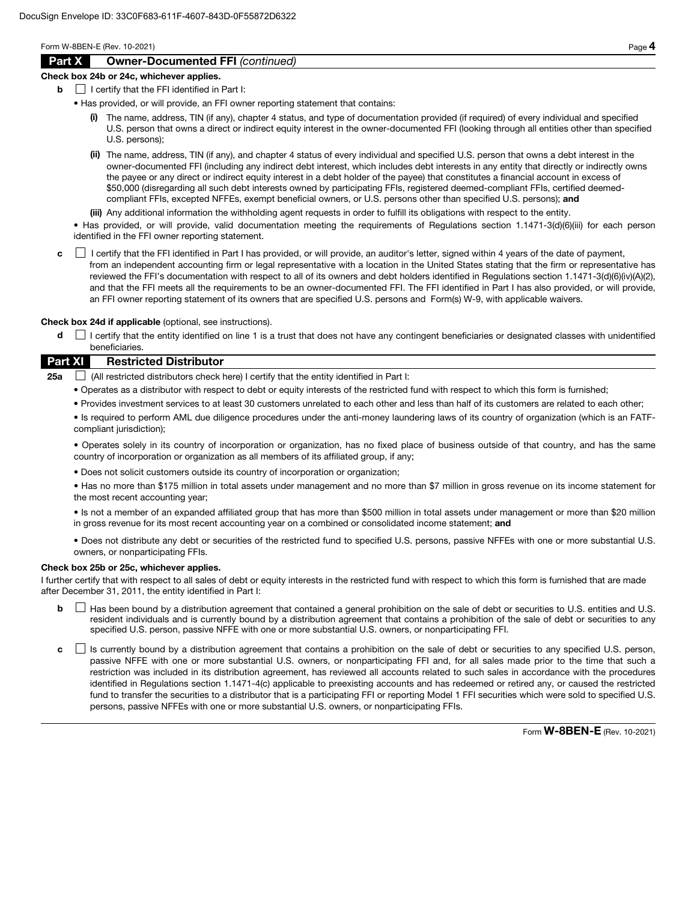## Part X Owner-Documented FFI *(continued)*

**Check box 24b or 24c, whichever applies.**

**b** ☐ I certify that the FFI identified in Part I:

- Has provided, or will provide, an FFI owner reporting statement that contains:

  **(i)** The name, address, TIN (if any), chapter 4 status, and type of documentation provided (if required) of every individual and specified U.S. person that owns a direct or indirect equity interest in the owner-documented FFI (looking through all entities other than specified U.S. persons);

  **(ii)** The name, address, TIN (if any), and chapter 4 status of every individual and specified U.S. person that owns a debt interest in the owner-documented FFI (including any indirect debt interest, which includes debt interests in any entity that directly or indirectly owns the payee or any direct or indirect equity interest in a debt holder of the payee) that constitutes a financial account in excess of $50,000 (disregarding all such debt interests owned by participating FFIs, registered deemed-compliant FFIs, certified deemed-compliant FFIs, excepted NFFEs, exempt beneficial owners, or U.S. persons other than specified U.S. persons); **and**

  **(iii)** Any additional information the withholding agent requests in order to fulfill its obligations with respect to the entity.

- Has provided, or will provide, valid documentation meeting the requirements of Regulations section 1.1471-3(d)(6)(iii) for each person identified in the FFI owner reporting statement.

**c** ☐ I certify that the FFI identified in Part I has provided, or will provide, an auditor's letter, signed within 4 years of the date of payment, from an independent accounting firm or legal representative with a location in the United States stating that the firm or representative has reviewed the FFI's documentation with respect to all of its owners and debt holders identified in Regulations section 1.1471-3(d)(6)(iv)(A)(2), and that the FFI meets all the requirements to be an owner-documented FFI. The FFI identified in Part I has also provided, or will provide, an FFI owner reporting statement of its owners that are specified U.S. persons and Form(s) W-9, with applicable waivers.

**Check box 24d if applicable** (optional, see instructions).

**d** ☐ I certify that the entity identified on line 1 is a trust that does not have any contingent beneficiaries or designated classes with unidentified beneficiaries.

## Part XI Restricted Distributor

**25a** ☐ (All restricted distributors check here) I certify that the entity identified in Part I:

- Operates as a distributor with respect to debt or equity interests of the restricted fund with respect to which this form is furnished;
- Provides investment services to at least 30 customers unrelated to each other and less than half of its customers are related to each other;
- Is required to perform AML due diligence procedures under the anti-money laundering laws of its country of organization (which is an FATF-compliant jurisdiction);
- Operates solely in its country of incorporation or organization, has no fixed place of business outside of that country, and has the same country of incorporation or organization as all members of its affiliated group, if any;
- Does not solicit customers outside its country of incorporation or organization;
- Has no more than $175 million in total assets under management and no more than $7 million in gross revenue on its income statement for the most recent accounting year;
- Is not a member of an expanded affiliated group that has more than $500 million in total assets under management or more than $20 million in gross revenue for its most recent accounting year on a combined or consolidated income statement; **and**
- Does not distribute any debt or securities of the restricted fund to specified U.S. persons, passive NFFEs with one or more substantial U.S. owners, or nonparticipating FFIs.

**Check box 25b or 25c, whichever applies.**

I further certify that with respect to all sales of debt or equity interests in the restricted fund with respect to which this form is furnished that are made after December 31, 2011, the entity identified in Part I:

**b** ☐ Has been bound by a distribution agreement that contained a general prohibition on the sale of debt or securities to U.S. entities and U.S. resident individuals and is currently bound by a distribution agreement that contains a prohibition of the sale of debt or securities to any specified U.S. person, passive NFFE with one or more substantial U.S. owners, or nonparticipating FFI.

**c** ☐ Is currently bound by a distribution agreement that contains a prohibition on the sale of debt or securities to any specified U.S. person, passive NFFE with one or more substantial U.S. owners, or nonparticipating FFI and, for all sales made prior to the time that such a restriction was included in its distribution agreement, has reviewed all accounts related to such sales in accordance with the procedures identified in Regulations section 1.1471-4(c) applicable to preexisting accounts and has redeemed or retired any, or caused the restricted fund to transfer the securities to a distributor that is a participating FFI or reporting Model 1 FFI securities which were sold to specified U.S. persons, passive NFFEs with one or more substantial U.S. owners, or nonparticipating FFIs.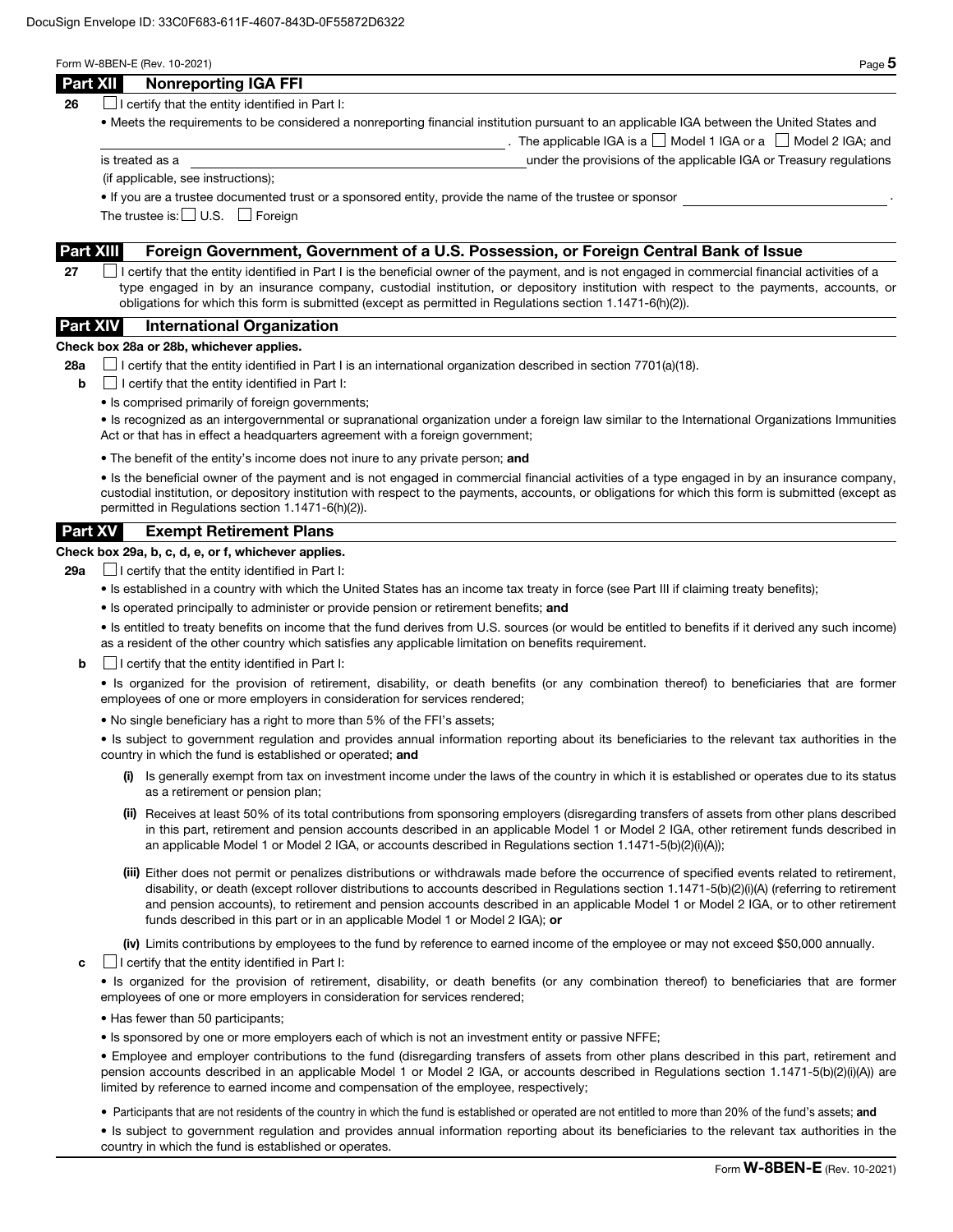## Part XII Nonreporting IGA FFI

**26** ☐ I certify that the entity identified in Part I:

- Meets the requirements to be considered a nonreporting financial institution pursuant to an applicable IGA between the United States and \_\_\_\_\_\_\_\_\_\_\_\_\_\_\_\_\_\_\_\_\_\_\_\_\_\_\_\_\_\_\_\_\_\_\_\_. The applicable IGA is a ☐ Model 1 IGA or a ☐ Model 2 IGA; and is treated as a \_\_\_\_\_\_\_\_\_\_\_\_\_\_\_\_\_\_\_\_\_\_\_\_\_\_\_\_\_\_\_\_\_\_\_\_ under the provisions of the applicable IGA or Treasury regulations (if applicable, see instructions);
- If you are a trustee documented trust or a sponsored entity, provide the name of the trustee or sponsor \_\_\_\_\_\_\_\_\_\_\_\_\_\_\_\_\_\_\_\_.

The trustee is: ☐ U.S. ☐ Foreign

## Part XIII Foreign Government, Government of a U.S. Possession, or Foreign Central Bank of Issue

**27** ☐ I certify that the entity identified in Part I is the beneficial owner of the payment, and is not engaged in commercial financial activities of a type engaged in by an insurance company, custodial institution, or depository institution with respect to the payments, accounts, or obligations for which this form is submitted (except as permitted in Regulations section 1.1471-6(h)(2)).

## Part XIV International Organization

**Check box 28a or 28b, whichever applies.**

**28a** ☐ I certify that the entity identified in Part I is an international organization described in section 7701(a)(18).

**b** ☐ I certify that the entity identified in Part I:

- Is comprised primarily of foreign governments;
- Is recognized as an intergovernmental or supranational organization under a foreign law similar to the International Organizations Immunities Act or that has in effect a headquarters agreement with a foreign government;
- The benefit of the entity's income does not inure to any private person; **and**
- Is the beneficial owner of the payment and is not engaged in commercial financial activities of a type engaged in by an insurance company, custodial institution, or depository institution with respect to the payments, accounts, or obligations for which this form is submitted (except as permitted in Regulations section 1.1471-6(h)(2)).

## Part XV Exempt Retirement Plans

**Check box 29a, b, c, d, e, or f, whichever applies.**

**29a** ☐ I certify that the entity identified in Part I:

- Is established in a country with which the United States has an income tax treaty in force (see Part III if claiming treaty benefits);
- Is operated principally to administer or provide pension or retirement benefits; **and**
- Is entitled to treaty benefits on income that the fund derives from U.S. sources (or would be entitled to benefits if it derived any such income) as a resident of the other country which satisfies any applicable limitation on benefits requirement.

**b** ☐ I certify that the entity identified in Part I:

- Is organized for the provision of retirement, disability, or death benefits (or any combination thereof) to beneficiaries that are former employees of one or more employers in consideration for services rendered;
- No single beneficiary has a right to more than 5% of the FFI's assets;
- Is subject to government regulation and provides annual information reporting about its beneficiaries to the relevant tax authorities in the country in which the fund is established or operated; **and**
  - **(i)** Is generally exempt from tax on investment income under the laws of the country in which it is established or operates due to its status as a retirement or pension plan;
  - **(ii)** Receives at least 50% of its total contributions from sponsoring employers (disregarding transfers of assets from other plans described in this part, retirement and pension accounts described in an applicable Model 1 or Model 2 IGA, other retirement funds described in an applicable Model 1 or Model 2 IGA, or accounts described in Regulations section 1.1471-5(b)(2)(i)(A));
  - **(iii)** Either does not permit or penalizes distributions or withdrawals made before the occurrence of specified events related to retirement, disability, or death (except rollover distributions to accounts described in Regulations section 1.1471-5(b)(2)(i)(A) (referring to retirement and pension accounts), to retirement and pension accounts described in an applicable Model 1 or Model 2 IGA, or to other retirement funds described in this part or in an applicable Model 1 or Model 2 IGA); **or**
  - **(iv)** Limits contributions by employees to the fund by reference to earned income of the employee or may not exceed $50,000 annually.

**c** ☐ I certify that the entity identified in Part I:

- Is organized for the provision of retirement, disability, or death benefits (or any combination thereof) to beneficiaries that are former employees of one or more employers in consideration for services rendered;
- Has fewer than 50 participants;
- Is sponsored by one or more employers each of which is not an investment entity or passive NFFE;
- Employee and employer contributions to the fund (disregarding transfers of assets from other plans described in this part, retirement and pension accounts described in an applicable Model 1 or Model 2 IGA, or accounts described in Regulations section 1.1471-5(b)(2)(i)(A)) are limited by reference to earned income and compensation of the employee, respectively;
- Participants that are not residents of the country in which the fund is established or operated are not entitled to more than 20% of the fund's assets; **and**
- Is subject to government regulation and provides annual information reporting about its beneficiaries to the relevant tax authorities in the country in which the fund is established or operates.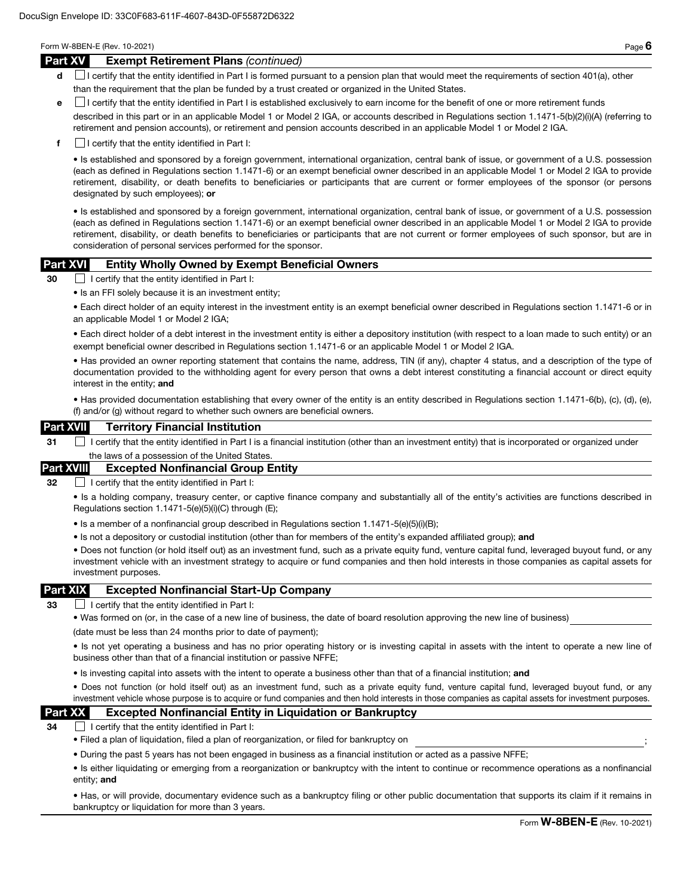## Part XV Exempt Retirement Plans *(continued)*

**d** ☐ I certify that the entity identified in Part I is formed pursuant to a pension plan that would meet the requirements of section 401(a), other than the requirement that the plan be funded by a trust created or organized in the United States.

**e** ☐ I certify that the entity identified in Part I is established exclusively to earn income for the benefit of one or more retirement funds described in this part or in an applicable Model 1 or Model 2 IGA, or accounts described in Regulations section 1.1471-5(b)(2)(i)(A) (referring to retirement and pension accounts), or retirement and pension accounts described in an applicable Model 1 or Model 2 IGA.

**f** ☐ I certify that the entity identified in Part I:

- Is established and sponsored by a foreign government, international organization, central bank of issue, or government of a U.S. possession (each as defined in Regulations section 1.1471-6) or an exempt beneficial owner described in an applicable Model 1 or Model 2 IGA to provide retirement, disability, or death benefits to beneficiaries or participants that are current or former employees of the sponsor (or persons designated by such employees); **or**

- Is established and sponsored by a foreign government, international organization, central bank of issue, or government of a U.S. possession (each as defined in Regulations section 1.1471-6) or an exempt beneficial owner described in an applicable Model 1 or Model 2 IGA to provide retirement, disability, or death benefits to beneficiaries or participants that are not current or former employees of such sponsor, but are in consideration of personal services performed for the sponsor.

## Part XVI Entity Wholly Owned by Exempt Beneficial Owners

**30** ☐ I certify that the entity identified in Part I:

- Is an FFI solely because it is an investment entity;
- Each direct holder of an equity interest in the investment entity is an exempt beneficial owner described in Regulations section 1.1471-6 or in an applicable Model 1 or Model 2 IGA;
- Each direct holder of a debt interest in the investment entity is either a depository institution (with respect to a loan made to such entity) or an exempt beneficial owner described in Regulations section 1.1471-6 or an applicable Model 1 or Model 2 IGA.
- Has provided an owner reporting statement that contains the name, address, TIN (if any), chapter 4 status, and a description of the type of documentation provided to the withholding agent for every person that owns a debt interest constituting a financial account or direct equity interest in the entity; **and**
- Has provided documentation establishing that every owner of the entity is an entity described in Regulations section 1.1471-6(b), (c), (d), (e), (f) and/or (g) without regard to whether such owners are beneficial owners.

## Part XVII Territory Financial Institution

**31** ☐ I certify that the entity identified in Part I is a financial institution (other than an investment entity) that is incorporated or organized under the laws of a possession of the United States.

## Part XVIII Excepted Nonfinancial Group Entity

**32** ☐ I certify that the entity identified in Part I:

- Is a holding company, treasury center, or captive finance company and substantially all of the entity's activities are functions described in Regulations section 1.1471-5(e)(5)(i)(C) through (E);
- Is a member of a nonfinancial group described in Regulations section 1.1471-5(e)(5)(i)(B);
- Is not a depository or custodial institution (other than for members of the entity's expanded affiliated group); **and**
- Does not function (or hold itself out) as an investment fund, such as a private equity fund, venture capital fund, leveraged buyout fund, or any investment vehicle with an investment strategy to acquire or fund companies and then hold interests in those companies as capital assets for investment purposes.

## Part XIX Excepted Nonfinancial Start-Up Company

**33** ☐ I certify that the entity identified in Part I:

- Was formed on (or, in the case of a new line of business, the date of board resolution approving the new line of business) ____________ (date must be less than 24 months prior to date of payment);
- Is not yet operating a business and has no prior operating history or is investing capital in assets with the intent to operate a new line of business other than that of a financial institution or passive NFFE;
- Is investing capital into assets with the intent to operate a business other than that of a financial institution; **and**
- Does not function (or hold itself out) as an investment fund, such as a private equity fund, venture capital fund, leveraged buyout fund, or any investment vehicle whose purpose is to acquire or fund companies and then hold interests in those companies as capital assets for investment purposes.

## Part XX Excepted Nonfinancial Entity in Liquidation or Bankruptcy

**34** ☐ I certify that the entity identified in Part I:

- Filed a plan of liquidation, filed a plan of reorganization, or filed for bankruptcy on ____________;
- During the past 5 years has not been engaged in business as a financial institution or acted as a passive NFFE;
- Is either liquidating or emerging from a reorganization or bankruptcy with the intent to continue or recommence operations as a nonfinancial entity; **and**
- Has, or will provide, documentary evidence such as a bankruptcy filing or other public documentation that supports its claim if it remains in bankruptcy or liquidation for more than 3 years.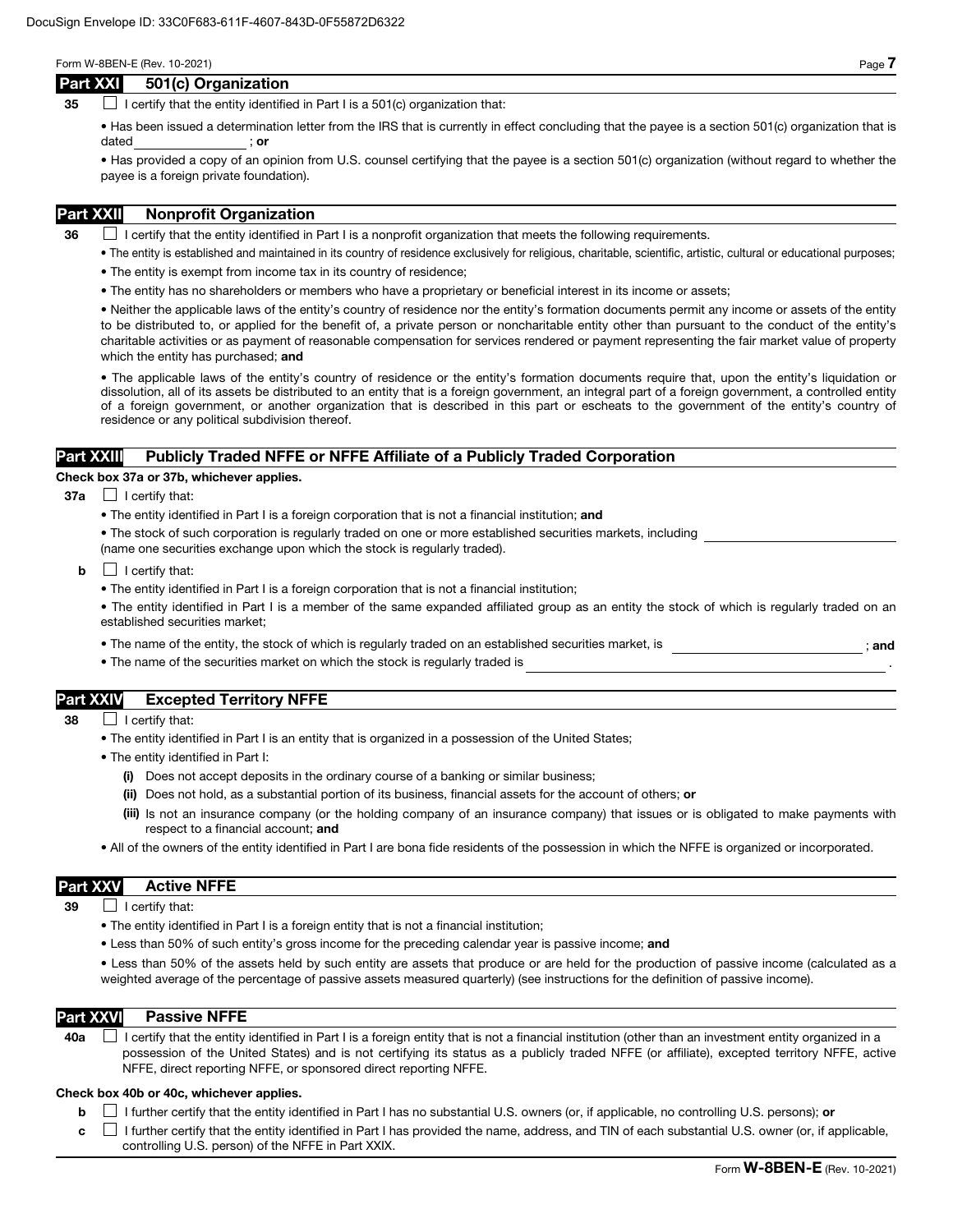## Part XXI 501(c) Organization

**35** ☐ I certify that the entity identified in Part I is a 501(c) organization that:

- Has been issued a determination letter from the IRS that is currently in effect concluding that the payee is a section 501(c) organization that is dated \_\_\_\_\_\_\_\_\_\_\_\_\_\_ ; **or**
- Has provided a copy of an opinion from U.S. counsel certifying that the payee is a section 501(c) organization (without regard to whether the payee is a foreign private foundation).

## Part XXII Nonprofit Organization

**36** ☐ I certify that the entity identified in Part I is a nonprofit organization that meets the following requirements.

- The entity is established and maintained in its country of residence exclusively for religious, charitable, scientific, artistic, cultural or educational purposes;
- The entity is exempt from income tax in its country of residence;
- The entity has no shareholders or members who have a proprietary or beneficial interest in its income or assets;
- Neither the applicable laws of the entity's country of residence nor the entity's formation documents permit any income or assets of the entity to be distributed to, or applied for the benefit of, a private person or noncharitable entity other than pursuant to the conduct of the entity's charitable activities or as payment of reasonable compensation for services rendered or payment representing the fair market value of property which the entity has purchased; **and**
- The applicable laws of the entity's country of residence or the entity's formation documents require that, upon the entity's liquidation or dissolution, all of its assets be distributed to an entity that is a foreign government, an integral part of a foreign government, a controlled entity of a foreign government, or another organization that is described in this part or escheats to the government of the entity's country of residence or any political subdivision thereof.

## Part XXIII Publicly Traded NFFE or NFFE Affiliate of a Publicly Traded Corporation

**Check box 37a or 37b, whichever applies.**

**37a** ☐ I certify that:

- The entity identified in Part I is a foreign corporation that is not a financial institution; **and**
- The stock of such corporation is regularly traded on one or more established securities markets, including \_\_\_\_\_\_\_\_\_\_\_\_\_\_\_\_\_\_\_\_ (name one securities exchange upon which the stock is regularly traded).

**b** ☐ I certify that:

- The entity identified in Part I is a foreign corporation that is not a financial institution;
- The entity identified in Part I is a member of the same expanded affiliated group as an entity the stock of which is regularly traded on an established securities market;
- The name of the entity, the stock of which is regularly traded on an established securities market, is \_\_\_\_\_\_\_\_\_\_\_\_\_\_\_\_\_\_\_\_ ; **and**
- The name of the securities market on which the stock is regularly traded is \_\_\_\_\_\_\_\_\_\_\_\_\_\_\_\_\_\_\_\_ .

## Part XXIV Excepted Territory NFFE

**38** ☐ I certify that:

- The entity identified in Part I is an entity that is organized in a possession of the United States;
- The entity identified in Part I:
  - **(i)** Does not accept deposits in the ordinary course of a banking or similar business;
  - **(ii)** Does not hold, as a substantial portion of its business, financial assets for the account of others; **or**
  - **(iii)** Is not an insurance company (or the holding company of an insurance company) that issues or is obligated to make payments with respect to a financial account; **and**
- All of the owners of the entity identified in Part I are bona fide residents of the possession in which the NFFE is organized or incorporated.

## Part XXV Active NFFE

**39** ☐ I certify that:

- The entity identified in Part I is a foreign entity that is not a financial institution;
- Less than 50% of such entity's gross income for the preceding calendar year is passive income; **and**
- Less than 50% of the assets held by such entity are assets that produce or are held for the production of passive income (calculated as a weighted average of the percentage of passive assets measured quarterly) (see instructions for the definition of passive income).

## Part XXVI Passive NFFE

**40a** ☐ I certify that the entity identified in Part I is a foreign entity that is not a financial institution (other than an investment entity organized in a possession of the United States) and is not certifying its status as a publicly traded NFFE (or affiliate), excepted territory NFFE, active NFFE, direct reporting NFFE, or sponsored direct reporting NFFE.

**Check box 40b or 40c, whichever applies.**

**b** ☐ I further certify that the entity identified in Part I has no substantial U.S. owners (or, if applicable, no controlling U.S. persons); **or**

**c** ☐ I further certify that the entity identified in Part I has provided the name, address, and TIN of each substantial U.S. owner (or, if applicable, controlling U.S. person) of the NFFE in Part XXIX.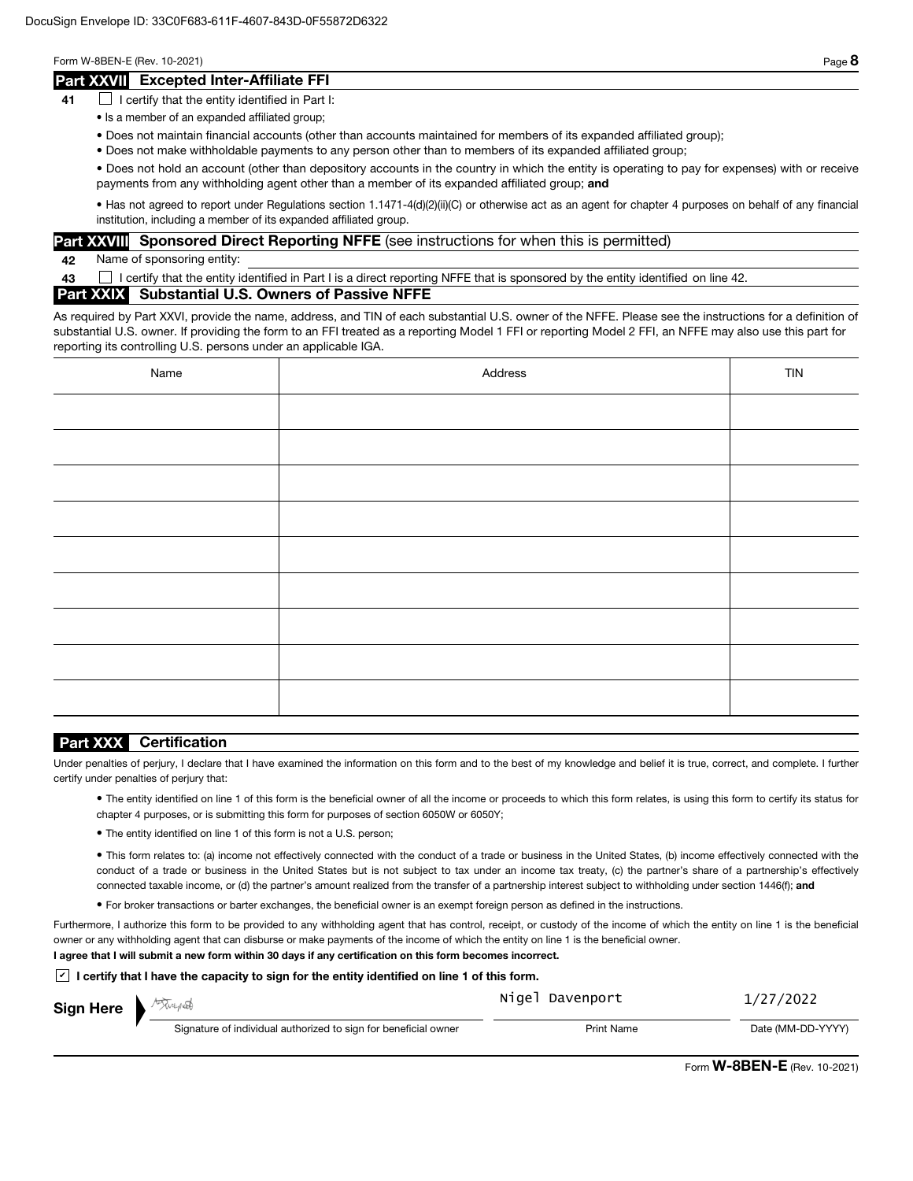DocuSign Envelope ID: 33C0F683-611F-4607-843D-0F55872D6322

## Part XXVII Excepted Inter-Affiliate FFI

**41** ☐ I certify that the entity identified in Part I:

- Is a member of an expanded affiliated group;
- Does not maintain financial accounts (other than accounts maintained for members of its expanded affiliated group);
- Does not make withholdable payments to any person other than to members of its expanded affiliated group;
- Does not hold an account (other than depository accounts in the country in which the entity is operating to pay for expenses) with or receive payments from any withholding agent other than a member of its expanded affiliated group; **and**
- Has not agreed to report under Regulations section 1.1471-4(d)(2)(ii)(C) or otherwise act as an agent for chapter 4 purposes on behalf of any financial institution, including a member of its expanded affiliated group.

## Part XXVIII Sponsored Direct Reporting NFFE (see instructions for when this is permitted)

**42** Name of sponsoring entity:

**43** ☐ I certify that the entity identified in Part I is a direct reporting NFFE that is sponsored by the entity identified on line 42.

## Part XXIX Substantial U.S. Owners of Passive NFFE

As required by Part XXVI, provide the name, address, and TIN of each substantial U.S. owner of the NFFE. Please see the instructions for a definition of substantial U.S. owner. If providing the form to an FFI treated as a reporting Model 1 FFI or reporting Model 2 FFI, an NFFE may also use this part for reporting its controlling U.S. persons under an applicable IGA.

| Name | Address | TIN |
|---|---|---|
| | | |
| | | |
| | | |
| | | |
| | | |
| | | |
| | | |
| | | |
| | | |

## Part XXX Certification

Under penalties of perjury, I declare that I have examined the information on this form and to the best of my knowledge and belief it is true, correct, and complete. I further certify under penalties of perjury that:

- The entity identified on line 1 of this form is the beneficial owner of all the income or proceeds to which this form relates, is using this form to certify its status for chapter 4 purposes, or is submitting this form for purposes of section 6050W or 6050Y;
- The entity identified on line 1 of this form is not a U.S. person;
- This form relates to: (a) income not effectively connected with the conduct of a trade or business in the United States, (b) income effectively connected with the conduct of a trade or business in the United States but is not subject to tax under an income tax treaty, (c) the partner's share of a partnership's effectively connected taxable income, or (d) the partner's amount realized from the transfer of a partnership interest subject to withholding under section 1446(f); **and**
- For broker transactions or barter exchanges, the beneficial owner is an exempt foreign person as defined in the instructions.

Furthermore, I authorize this form to be provided to any withholding agent that has control, receipt, or custody of the income of which the entity on line 1 is the beneficial owner or any withholding agent that can disburse or make payments of the income of which the entity on line 1 is the beneficial owner.

**I agree that I will submit a new form within 30 days if any certification on this form becomes incorrect.**

☑ **I certify that I have the capacity to sign for the entity identified on line 1 of this form.**

**Sign Here** [signature]

| Signature of individual authorized to sign for beneficial owner | Print Name | Date (MM-DD-YYYY) |
|---|---|---|
| [signature] | Nigel Davenport | 1/27/2022 |

Form **W-8BEN-E** (Rev. 10-2021)